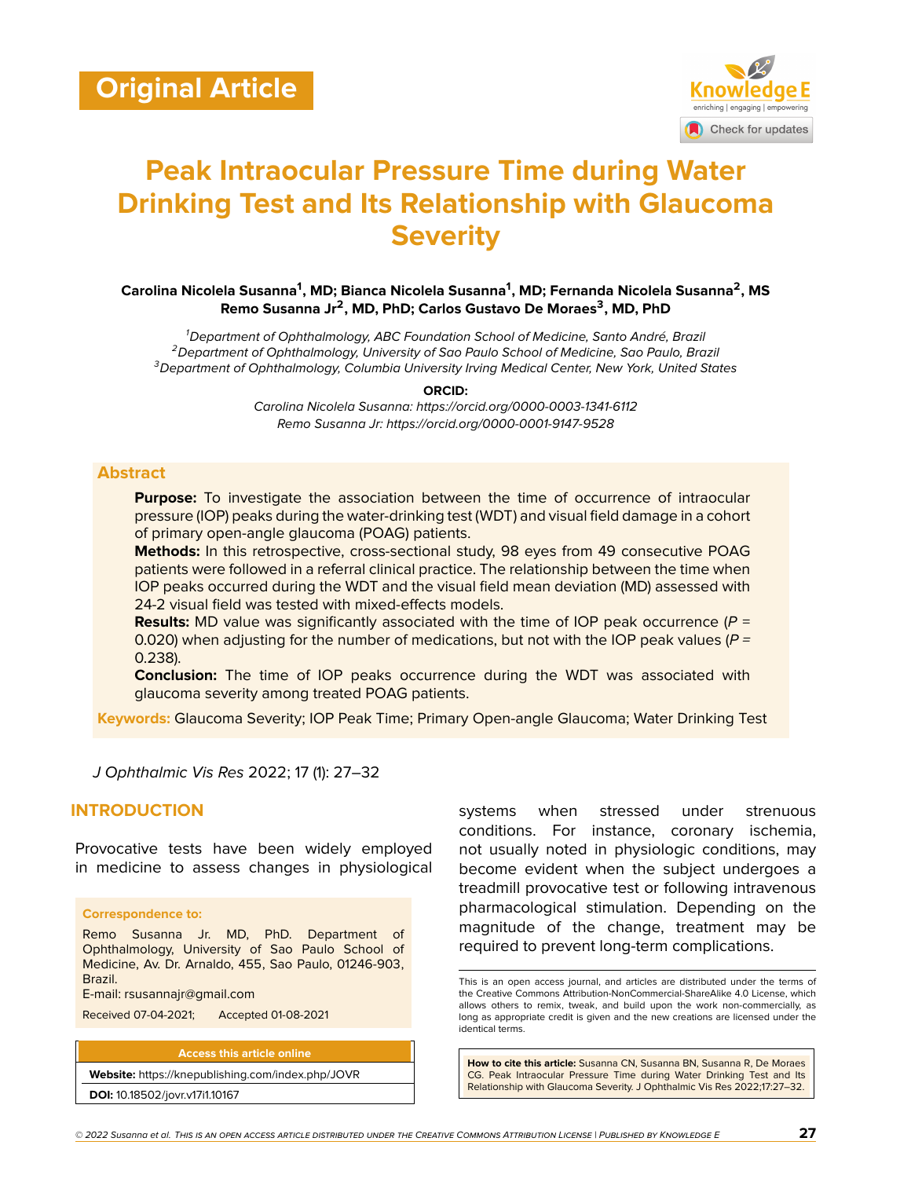Original Article

# Peak Intraocular Pressure Time during Water Drinking Test and Its Relationship with Glaucoma Severity

**Carolina Nicolela Susanna[1], MD; Bianca Nicolela Susanna[1], MD; Fernanda Nicolela Susanna[2], MS Remo Susanna Jr[2], MD, PhD; Carlos Gustavo De Moraes[3], MD, PhD**

[1]*Department of Ophthalmology, ABC Foundation School of Medicine, Santo André, Brazil*
[2]*Department of Ophthalmology, University of Sao Paulo School of Medicine, Sao Paulo, Brazil*
[3]*Department of Ophthalmology, Columbia University Irving Medical Center, New York, United States*

**ORCID:**
*Carolina Nicolela Susanna: https://orcid.org/0000-0003-1341-6112*
*Remo Susanna Jr: https://orcid.org/0000-0001-9147-9528*

## Abstract

**Purpose:** To investigate the association between the time of occurrence of intraocular pressure (IOP) peaks during the water-drinking test (WDT) and visual field damage in a cohort of primary open-angle glaucoma (POAG) patients.

**Methods:** In this retrospective, cross-sectional study, 98 eyes from 49 consecutive POAG patients were followed in a referral clinical practice. The relationship between the time when IOP peaks occurred during the WDT and the visual field mean deviation (MD) assessed with 24-2 visual field was tested with mixed-effects models.

**Results:** MD value was significantly associated with the time of IOP peak occurrence ($P$ = 0.020) when adjusting for the number of medications, but not with the IOP peak values ($P$ = 0.238).

**Conclusion:** The time of IOP peaks occurrence during the WDT was associated with glaucoma severity among treated POAG patients.

**Keywords:** Glaucoma Severity; IOP Peak Time; Primary Open-angle Glaucoma; Water Drinking Test

*J Ophthalmic Vis Res* 2022; 17 (1): 27–32

## INTRODUCTION

Provocative tests have been widely employed in medicine to assess changes in physiological systems when stressed under strenuous conditions. For instance, coronary ischemia, not usually noted in physiologic conditions, may become evident when the subject undergoes a treadmill provocative test or following intravenous pharmacological stimulation. Depending on the magnitude of the change, treatment may be required to prevent long-term complications.

**Correspondence to:**

Remo Susanna Jr. MD, PhD. Department of Ophthalmology, University of Sao Paulo School of Medicine, Av. Dr. Arnaldo, 455, Sao Paulo, 01246-903, Brazil.
E-mail: rsusannajr@gmail.com

Received 07-04-2021; Accepted 01-08-2021

**Access this article online**

**Website:** https://knepublishing.com/index.php/JOVR

**DOI:** 10.18502/jovr.v17i1.10167

This is an open access journal, and articles are distributed under the terms of the Creative Commons Attribution-NonCommercial-ShareAlike 4.0 License, which allows others to remix, tweak, and build upon the work non-commercially, as long as appropriate credit is given and the new creations are licensed under the identical terms.

**How to cite this article:** Susanna CN, Susanna BN, Susanna R, De Moraes CG. Peak Intraocular Pressure Time during Water Drinking Test and Its Relationship with Glaucoma Severity. J Ophthalmic Vis Res 2022;17:27–32.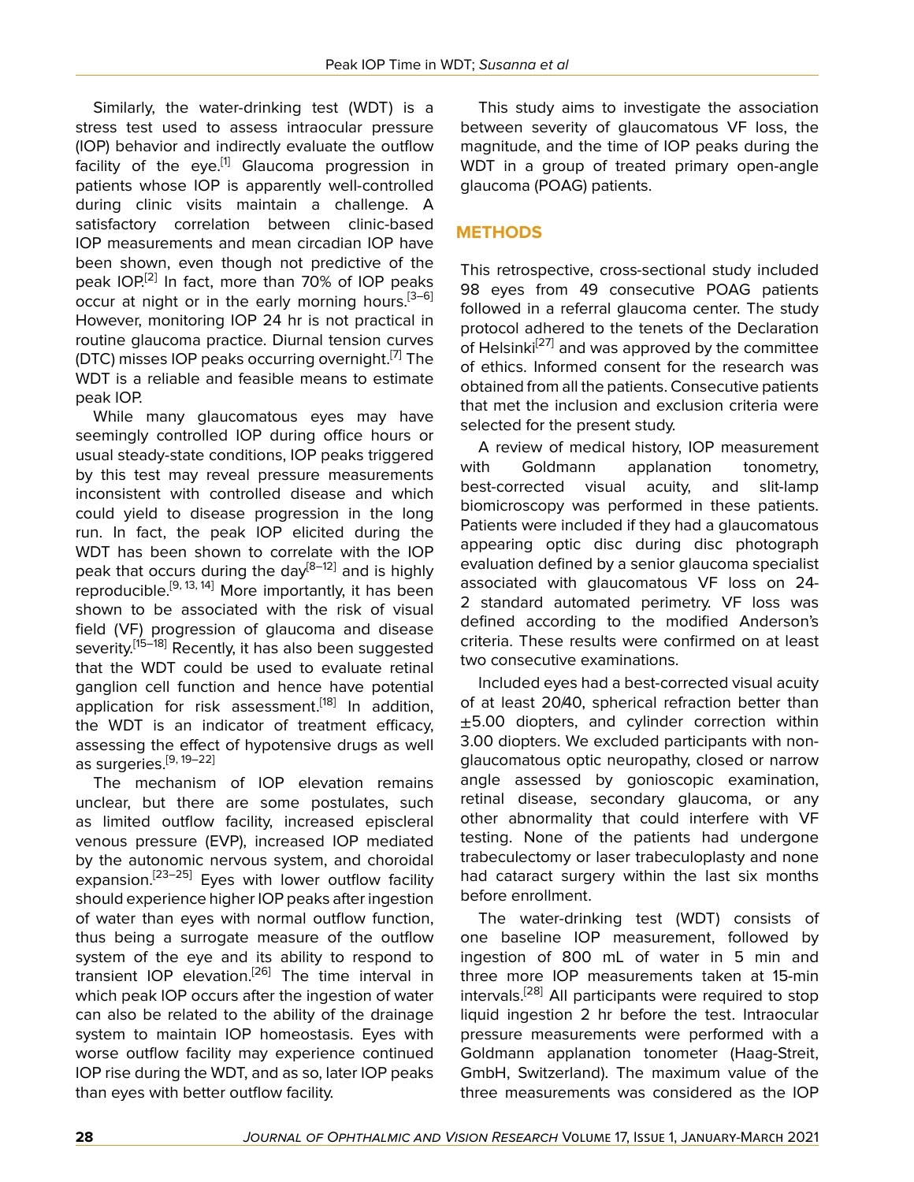Similarly, the water-drinking test (WDT) is a stress test used to assess intraocular pressure (IOP) behavior and indirectly evaluate the outflow facility of the eye.[1] Glaucoma progression in patients whose IOP is apparently well-controlled during clinic visits maintain a challenge. A satisfactory correlation between clinic-based IOP measurements and mean circadian IOP have been shown, even though not predictive of the peak IOP.[2] In fact, more than 70% of IOP peaks occur at night or in the early morning hours.[3–6] However, monitoring IOP 24 hr is not practical in routine glaucoma practice. Diurnal tension curves (DTC) misses IOP peaks occurring overnight.[7] The WDT is a reliable and feasible means to estimate peak IOP.

While many glaucomatous eyes may have seemingly controlled IOP during office hours or usual steady-state conditions, IOP peaks triggered by this test may reveal pressure measurements inconsistent with controlled disease and which could yield to disease progression in the long run. In fact, the peak IOP elicited during the WDT has been shown to correlate with the IOP peak that occurs during the day[8–12] and is highly reproducible.[9, 13, 14] More importantly, it has been shown to be associated with the risk of visual field (VF) progression of glaucoma and disease severity.[15–18] Recently, it has also been suggested that the WDT could be used to evaluate retinal ganglion cell function and hence have potential application for risk assessment.[18] In addition, the WDT is an indicator of treatment efficacy, assessing the effect of hypotensive drugs as well as surgeries.[9, 19–22]

The mechanism of IOP elevation remains unclear, but there are some postulates, such as limited outflow facility, increased episcleral venous pressure (EVP), increased IOP mediated by the autonomic nervous system, and choroidal expansion.[23–25] Eyes with lower outflow facility should experience higher IOP peaks after ingestion of water than eyes with normal outflow function, thus being a surrogate measure of the outflow system of the eye and its ability to respond to transient IOP elevation.[26] The time interval in which peak IOP occurs after the ingestion of water can also be related to the ability of the drainage system to maintain IOP homeostasis. Eyes with worse outflow facility may experience continued IOP rise during the WDT, and as so, later IOP peaks than eyes with better outflow facility.

This study aims to investigate the association between severity of glaucomatous VF loss, the magnitude, and the time of IOP peaks during the WDT in a group of treated primary open-angle glaucoma (POAG) patients.

## METHODS

This retrospective, cross-sectional study included 98 eyes from 49 consecutive POAG patients followed in a referral glaucoma center. The study protocol adhered to the tenets of the Declaration of Helsinki[27] and was approved by the committee of ethics. Informed consent for the research was obtained from all the patients. Consecutive patients that met the inclusion and exclusion criteria were selected for the present study.

A review of medical history, IOP measurement with Goldmann applanation tonometry, best-corrected visual acuity, and slit-lamp biomicroscopy was performed in these patients. Patients were included if they had a glaucomatous appearing optic disc during disc photograph evaluation defined by a senior glaucoma specialist associated with glaucomatous VF loss on 24-2 standard automated perimetry. VF loss was defined according to the modified Anderson's criteria. These results were confirmed on at least two consecutive examinations.

Included eyes had a best-corrected visual acuity of at least 20/40, spherical refraction better than ±5.00 diopters, and cylinder correction within 3.00 diopters. We excluded participants with non-glaucomatous optic neuropathy, closed or narrow angle assessed by gonioscopic examination, retinal disease, secondary glaucoma, or any other abnormality that could interfere with VF testing. None of the patients had undergone trabeculectomy or laser trabeculoplasty and none had cataract surgery within the last six months before enrollment.

The water-drinking test (WDT) consists of one baseline IOP measurement, followed by ingestion of 800 mL of water in 5 min and three more IOP measurements taken at 15-min intervals.[28] All participants were required to stop liquid ingestion 2 hr before the test. Intraocular pressure measurements were performed with a Goldmann applanation tonometer (Haag-Streit, GmbH, Switzerland). The maximum value of the three measurements was considered as the IOP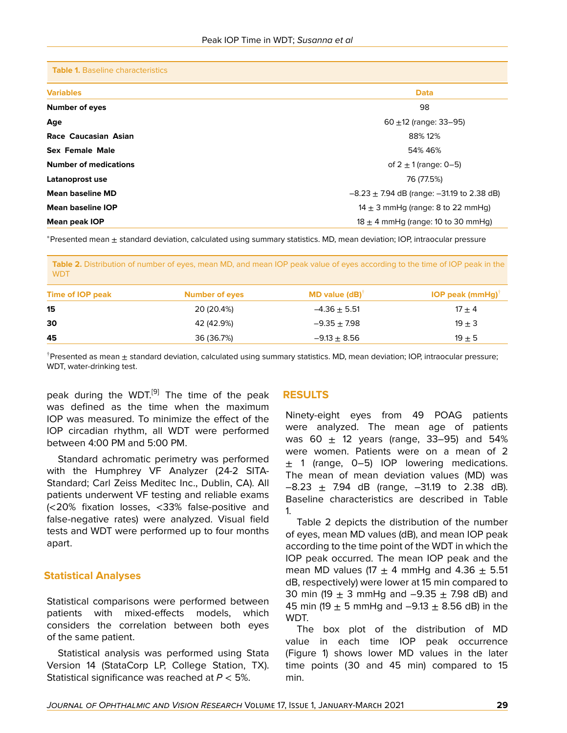**Table 1.** Baseline characteristics

| Variables | Data |
|---|---|
| **Number of eyes** | 98 |
| **Age** | 60 ±12 (range: 33–95) |
| **Race Caucasian Asian** | 88% 12% |
| **Sex Female Male** | 54% 46% |
| **Number of medications** | of 2 ± 1 (range: 0–5) |
| **Latanoprost use** | 76 (77.5%) |
| **Mean baseline MD** | –8.23 ± 7.94 dB (range: –31.19 to 2.38 dB) |
| **Mean baseline IOP** | 14 ± 3 mmHg (range: 8 to 22 mmHg) |
| **Mean peak IOP** | 18 ± 4 mmHg (range: 10 to 30 mmHg) |

*Presented mean ± standard deviation, calculated using summary statistics. MD, mean deviation; IOP, intraocular pressure

**Table 2.** Distribution of number of eyes, mean MD, and mean IOP peak value of eyes according to the time of IOP peak in the WDT

| Time of IOP peak | Number of eyes | MD value (dB)† | IOP peak (mmHg)† |
|---|---|---|---|
| **15** | 20 (20.4%) | –4.36 ± 5.51 | 17 ± 4 |
| **30** | 42 (42.9%) | –9.35 ± 7.98 | 19 ± 3 |
| **45** | 36 (36.7%) | –9.13 ± 8.56 | 19 ± 5 |

†Presented as mean ± standard deviation, calculated using summary statistics. MD, mean deviation; IOP, intraocular pressure; WDT, water-drinking test.

peak during the WDT.[9] The time of the peak was defined as the time when the maximum IOP was measured. To minimize the effect of the IOP circadian rhythm, all WDT were performed between 4:00 PM and 5:00 PM.

Standard achromatic perimetry was performed with the Humphrey VF Analyzer (24-2 SITA-Standard; Carl Zeiss Meditec Inc., Dublin, CA). All patients underwent VF testing and reliable exams (<20% fixation losses, <33% false-positive and false-negative rates) were analyzed. Visual field tests and WDT were performed up to four months apart.

### Statistical Analyses

Statistical comparisons were performed between patients with mixed-effects models, which considers the correlation between both eyes of the same patient.

Statistical analysis was performed using Stata Version 14 (StataCorp LP, College Station, TX). Statistical significance was reached at $P < 5\%$.

## RESULTS

Ninety-eight eyes from 49 POAG patients were analyzed. The mean age of patients was 60 ± 12 years (range, 33–95) and 54% were women. Patients were on a mean of 2 ± 1 (range, 0–5) IOP lowering medications. The mean of mean deviation values (MD) was –8.23 ± 7.94 dB (range, –31.19 to 2.38 dB). Baseline characteristics are described in Table 1.

Table 2 depicts the distribution of the number of eyes, mean MD values (dB), and mean IOP peak according to the time point of the WDT in which the IOP peak occurred. The mean IOP peak and the mean MD values (17 ± 4 mmHg and 4.36 ± 5.51 dB, respectively) were lower at 15 min compared to 30 min (19 ± 3 mmHg and –9.35 ± 7.98 dB) and 45 min (19 ± 5 mmHg and –9.13 ± 8.56 dB) in the WDT.

The box plot of the distribution of MD value in each time IOP peak occurrence (Figure 1) shows lower MD values in the later time points (30 and 45 min) compared to 15 min.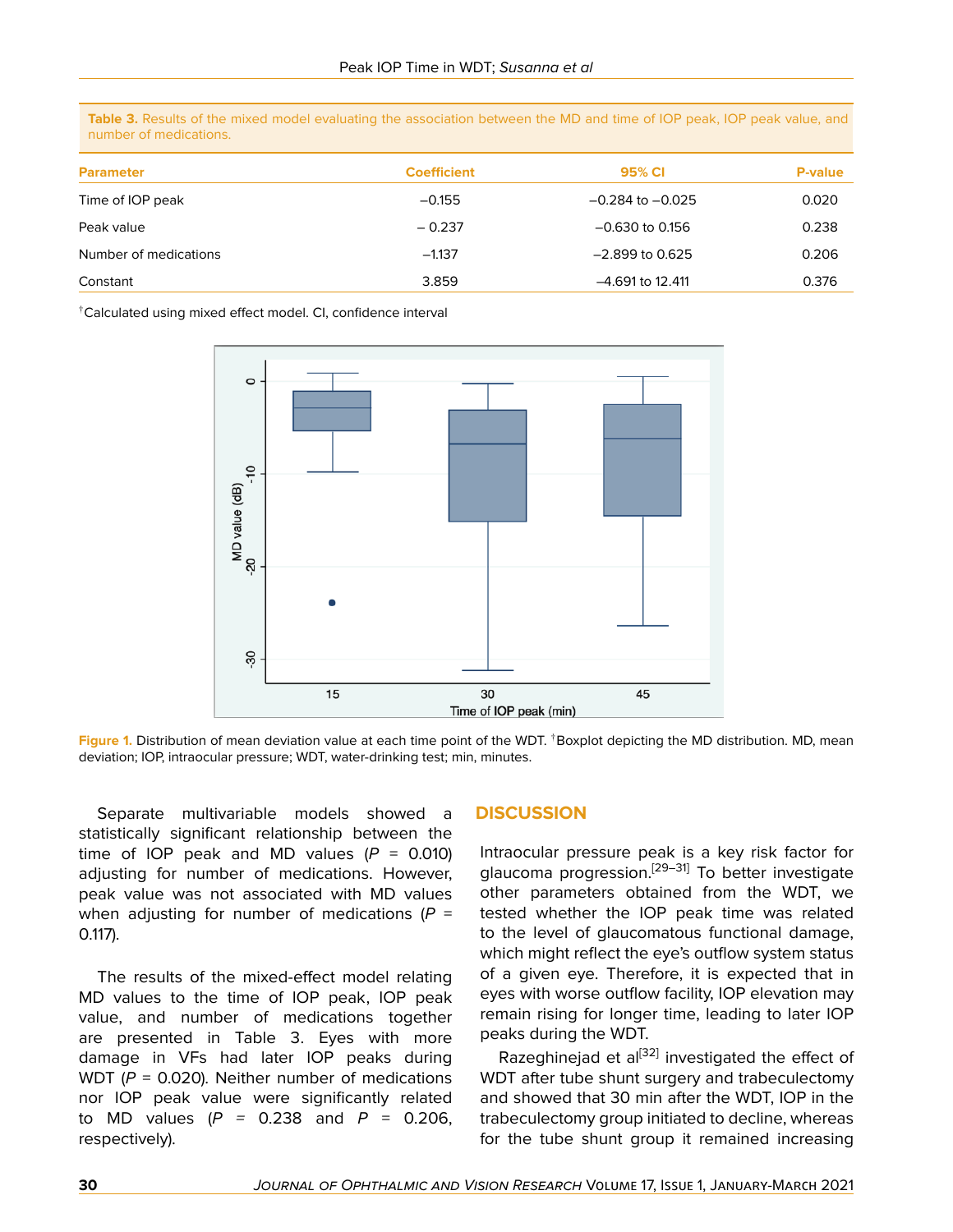**Table 3.** Results of the mixed model evaluating the association between the MD and time of IOP peak, IOP peak value, and number of medications.

| Parameter | Coefficient | 95% CI | P-value |
|---|---|---|---|
| Time of IOP peak | –0.155 | –0.284 to –0.025 | 0.020 |
| Peak value | – 0.237 | –0.630 to 0.156 | 0.238 |
| Number of medications | –1.137 | –2.899 to 0.625 | 0.206 |
| Constant | 3.859 | –4.691 to 12.411 | 0.376 |

†Calculated using mixed effect model. CI, confidence interval

**Figure 1.** Distribution of mean deviation value at each time point of the WDT. †Boxplot depicting the MD distribution. MD, mean deviation; IOP, intraocular pressure; WDT, water-drinking test; min, minutes.

Separate multivariable models showed a statistically significant relationship between the time of IOP peak and MD values ($P$ = 0.010) adjusting for number of medications. However, peak value was not associated with MD values when adjusting for number of medications ($P$ = 0.117).

The results of the mixed-effect model relating MD values to the time of IOP peak, IOP peak value, and number of medications together are presented in Table 3. Eyes with more damage in VFs had later IOP peaks during WDT ($P$ = 0.020). Neither number of medications nor IOP peak value were significantly related to MD values ($P$ = 0.238 and $P$ = 0.206, respectively).

## DISCUSSION

Intraocular pressure peak is a key risk factor for glaucoma progression.[29–31] To better investigate other parameters obtained from the WDT, we tested whether the IOP peak time was related to the level of glaucomatous functional damage, which might reflect the eye's outflow system status of a given eye. Therefore, it is expected that in eyes with worse outflow facility, IOP elevation may remain rising for longer time, leading to later IOP peaks during the WDT.

Razeghinejad et al[32] investigated the effect of WDT after tube shunt surgery and trabeculectomy and showed that 30 min after the WDT, IOP in the trabeculectomy group initiated to decline, whereas for the tube shunt group it remained increasing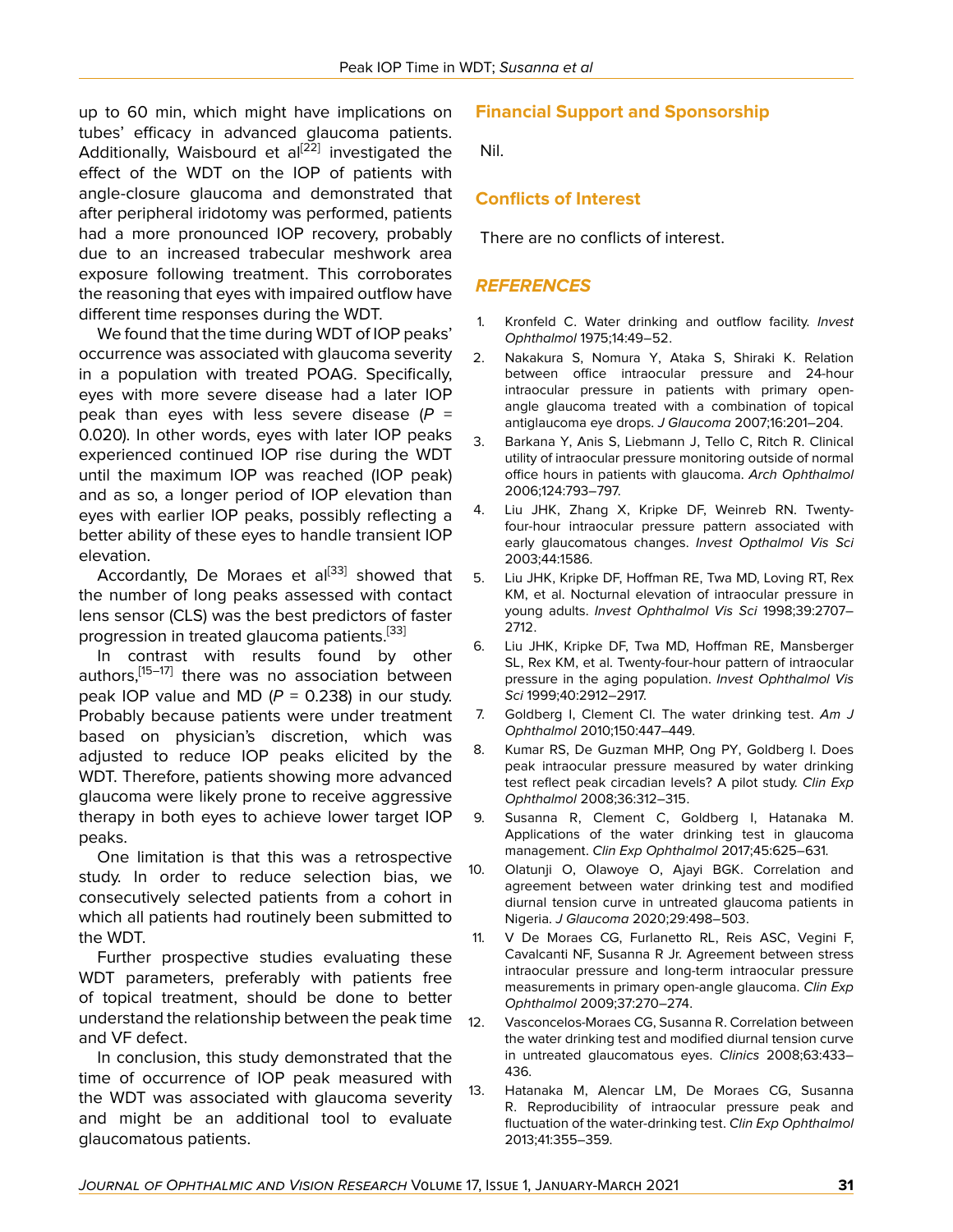up to 60 min, which might have implications on tubes' efficacy in advanced glaucoma patients. Additionally, Waisbourd et al[22] investigated the effect of the WDT on the IOP of patients with angle-closure glaucoma and demonstrated that after peripheral iridotomy was performed, patients had a more pronounced IOP recovery, probably due to an increased trabecular meshwork area exposure following treatment. This corroborates the reasoning that eyes with impaired outflow have different time responses during the WDT.

We found that the time during WDT of IOP peaks' occurrence was associated with glaucoma severity in a population with treated POAG. Specifically, eyes with more severe disease had a later IOP peak than eyes with less severe disease ($P$ = 0.020). In other words, eyes with later IOP peaks experienced continued IOP rise during the WDT until the maximum IOP was reached (IOP peak) and as so, a longer period of IOP elevation than eyes with earlier IOP peaks, possibly reflecting a better ability of these eyes to handle transient IOP elevation.

Accordantly, De Moraes et al[33] showed that the number of long peaks assessed with contact lens sensor (CLS) was the best predictors of faster progression in treated glaucoma patients.[33]

In contrast with results found by other authors,[15–17] there was no association between peak IOP value and MD ($P$ = 0.238) in our study. Probably because patients were under treatment based on physician's discretion, which was adjusted to reduce IOP peaks elicited by the WDT. Therefore, patients showing more advanced glaucoma were likely prone to receive aggressive therapy in both eyes to achieve lower target IOP peaks.

One limitation is that this was a retrospective study. In order to reduce selection bias, we consecutively selected patients from a cohort in which all patients had routinely been submitted to the WDT.

Further prospective studies evaluating these WDT parameters, preferably with patients free of topical treatment, should be done to better understand the relationship between the peak time and VF defect.

In conclusion, this study demonstrated that the time of occurrence of IOP peak measured with the WDT was associated with glaucoma severity and might be an additional tool to evaluate glaucomatous patients.

## Financial Support and Sponsorship

Nil.

## Conflicts of Interest

There are no conflicts of interest.

## REFERENCES

1. Kronfeld C. Water drinking and outflow facility. *Invest Ophthalmol* 1975;14:49–52.
2. Nakakura S, Nomura Y, Ataka S, Shiraki K. Relation between office intraocular pressure and 24-hour intraocular pressure in patients with primary open-angle glaucoma treated with a combination of topical antiglaucoma eye drops. *J Glaucoma* 2007;16:201–204.
3. Barkana Y, Anis S, Liebmann J, Tello C, Ritch R. Clinical utility of intraocular pressure monitoring outside of normal office hours in patients with glaucoma. *Arch Ophthalmol* 2006;124:793–797.
4. Liu JHK, Zhang X, Kripke DF, Weinreb RN. Twenty-four-hour intraocular pressure pattern associated with early glaucomatous changes. *Invest Opthalmol Vis Sci* 2003;44:1586.
5. Liu JHK, Kripke DF, Hoffman RE, Twa MD, Loving RT, Rex KM, et al. Nocturnal elevation of intraocular pressure in young adults. *Invest Ophthalmol Vis Sci* 1998;39:2707–2712.
6. Liu JHK, Kripke DF, Twa MD, Hoffman RE, Mansberger SL, Rex KM, et al. Twenty-four-hour pattern of intraocular pressure in the aging population. *Invest Ophthalmol Vis Sci* 1999;40:2912–2917.
7. Goldberg I, Clement CI. The water drinking test. *Am J Ophthalmol* 2010;150:447–449.
8. Kumar RS, De Guzman MHP, Ong PY, Goldberg I. Does peak intraocular pressure measured by water drinking test reflect peak circadian levels? A pilot study. *Clin Exp Ophthalmol* 2008;36:312–315.
9. Susanna R, Clement C, Goldberg I, Hatanaka M. Applications of the water drinking test in glaucoma management. *Clin Exp Ophthalmol* 2017;45:625–631.
10. Olatunji O, Olawoye O, Ajayi BGK. Correlation and agreement between water drinking test and modified diurnal tension curve in untreated glaucoma patients in Nigeria. *J Glaucoma* 2020;29:498–503.
11. V De Moraes CG, Furlanetto RL, Reis ASC, Vegini F, Cavalcanti NF, Susanna R Jr. Agreement between stress intraocular pressure and long-term intraocular pressure measurements in primary open-angle glaucoma. *Clin Exp Ophthalmol* 2009;37:270–274.
12. Vasconcelos-Moraes CG, Susanna R. Correlation between the water drinking test and modified diurnal tension curve in untreated glaucomatous eyes. *Clinics* 2008;63:433–436.
13. Hatanaka M, Alencar LM, De Moraes CG, Susanna R. Reproducibility of intraocular pressure peak and fluctuation of the water-drinking test. *Clin Exp Ophthalmol* 2013;41:355–359.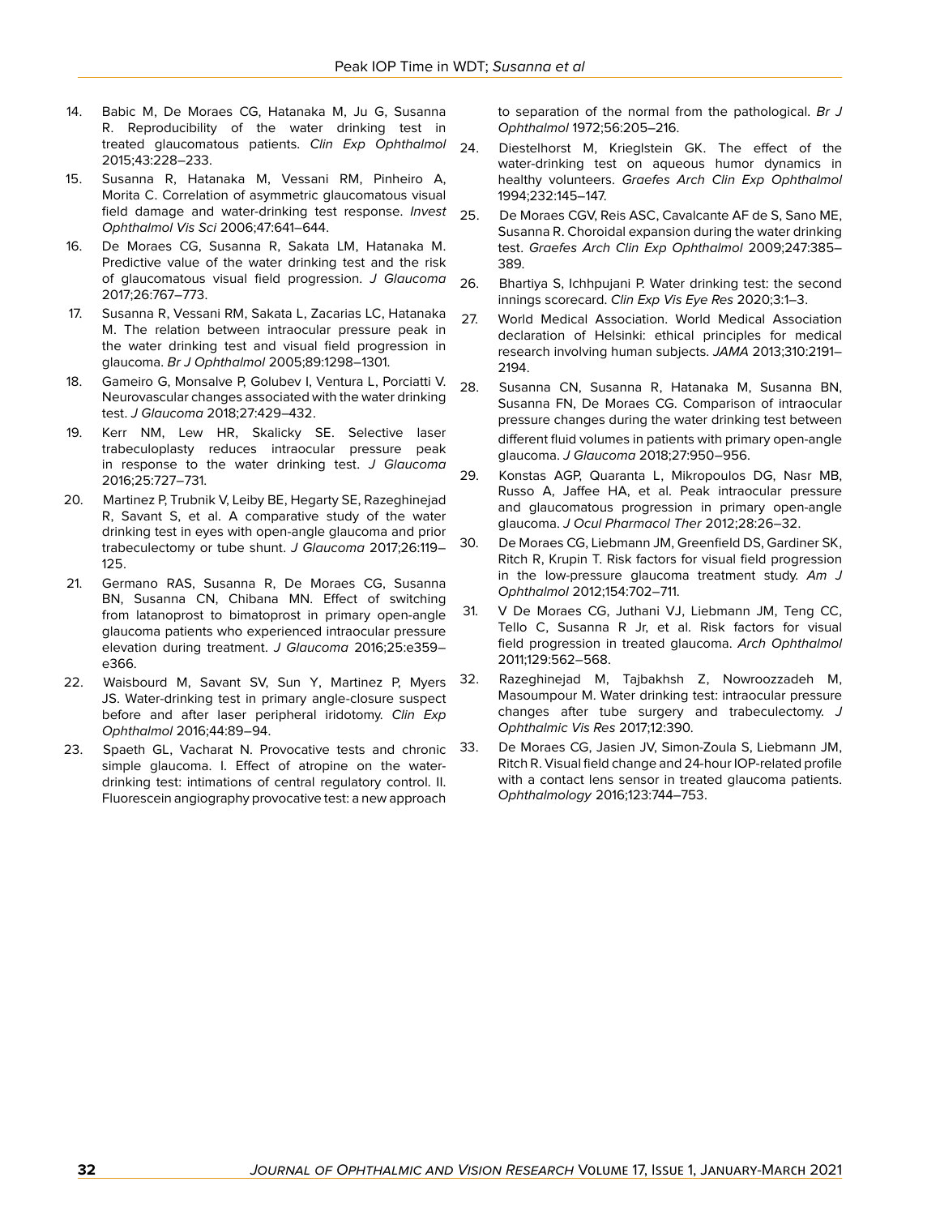14. Babic M, De Moraes CG, Hatanaka M, Ju G, Susanna R. Reproducibility of the water drinking test in treated glaucomatous patients. *Clin Exp Ophthalmol* 2015;43:228–233.
15. Susanna R, Hatanaka M, Vessani RM, Pinheiro A, Morita C. Correlation of asymmetric glaucomatous visual field damage and water-drinking test response. *Invest Ophthalmol Vis Sci* 2006;47:641–644.
16. De Moraes CG, Susanna R, Sakata LM, Hatanaka M. Predictive value of the water drinking test and the risk of glaucomatous visual field progression. *J Glaucoma* 2017;26:767–773.
17. Susanna R, Vessani RM, Sakata L, Zacarias LC, Hatanaka M. The relation between intraocular pressure peak in the water drinking test and visual field progression in glaucoma. *Br J Ophthalmol* 2005;89:1298–1301.
18. Gameiro G, Monsalve P, Golubev I, Ventura L, Porciatti V. Neurovascular changes associated with the water drinking test. *J Glaucoma* 2018;27:429–432.
19. Kerr NM, Lew HR, Skalicky SE. Selective laser trabeculoplasty reduces intraocular pressure peak in response to the water drinking test. *J Glaucoma* 2016;25:727–731.
20. Martinez P, Trubnik V, Leiby BE, Hegarty SE, Razeghinejad R, Savant S, et al. A comparative study of the water drinking test in eyes with open-angle glaucoma and prior trabeculectomy or tube shunt. *J Glaucoma* 2017;26:119–125.
21. Germano RAS, Susanna R, De Moraes CG, Susanna BN, Susanna CN, Chibana MN. Effect of switching from latanoprost to bimatoprost in primary open-angle glaucoma patients who experienced intraocular pressure elevation during treatment. *J Glaucoma* 2016;25:e359–e366.
22. Waisbourd M, Savant SV, Sun Y, Martinez P, Myers JS. Water-drinking test in primary angle-closure suspect before and after laser peripheral iridotomy. *Clin Exp Ophthalmol* 2016;44:89–94.
23. Spaeth GL, Vacharat N. Provocative tests and chronic simple glaucoma. I. Effect of atropine on the water-drinking test: intimations of central regulatory control. II. Fluorescein angiography provocative test: a new approach to separation of the normal from the pathological. *Br J Ophthalmol* 1972;56:205–216.
24. Diestelhorst M, Krieglstein GK. The effect of the water-drinking test on aqueous humor dynamics in healthy volunteers. *Graefes Arch Clin Exp Ophthalmol* 1994;232:145–147.
25. De Moraes CGV, Reis ASC, Cavalcante AF de S, Sano ME, Susanna R. Choroidal expansion during the water drinking test. *Graefes Arch Clin Exp Ophthalmol* 2009;247:385–389.
26. Bhartiya S, Ichhpujani P. Water drinking test: the second innings scorecard. *Clin Exp Vis Eye Res* 2020;3:1–3.
27. World Medical Association. World Medical Association declaration of Helsinki: ethical principles for medical research involving human subjects. *JAMA* 2013;310:2191–2194.
28. Susanna CN, Susanna R, Hatanaka M, Susanna BN, Susanna FN, De Moraes CG. Comparison of intraocular pressure changes during the water drinking test between different fluid volumes in patients with primary open-angle glaucoma. *J Glaucoma* 2018;27:950–956.
29. Konstas AGP, Quaranta L, Mikropoulos DG, Nasr MB, Russo A, Jaffee HA, et al. Peak intraocular pressure and glaucomatous progression in primary open-angle glaucoma. *J Ocul Pharmacol Ther* 2012;28:26–32.
30. De Moraes CG, Liebmann JM, Greenfield DS, Gardiner SK, Ritch R, Krupin T. Risk factors for visual field progression in the low-pressure glaucoma treatment study. *Am J Ophthalmol* 2012;154:702–711.
31. V De Moraes CG, Juthani VJ, Liebmann JM, Teng CC, Tello C, Susanna R Jr, et al. Risk factors for visual field progression in treated glaucoma. *Arch Ophthalmol* 2011;129:562–568.
32. Razeghinejad M, Tajbakhsh Z, Nowroozzadeh M, Masoumpour M. Water drinking test: intraocular pressure changes after tube surgery and trabeculectomy. *J Ophthalmic Vis Res* 2017;12:390.
33. De Moraes CG, Jasien JV, Simon-Zoula S, Liebmann JM, Ritch R. Visual field change and 24-hour IOP-related profile with a contact lens sensor in treated glaucoma patients. *Ophthalmology* 2016;123:744–753.